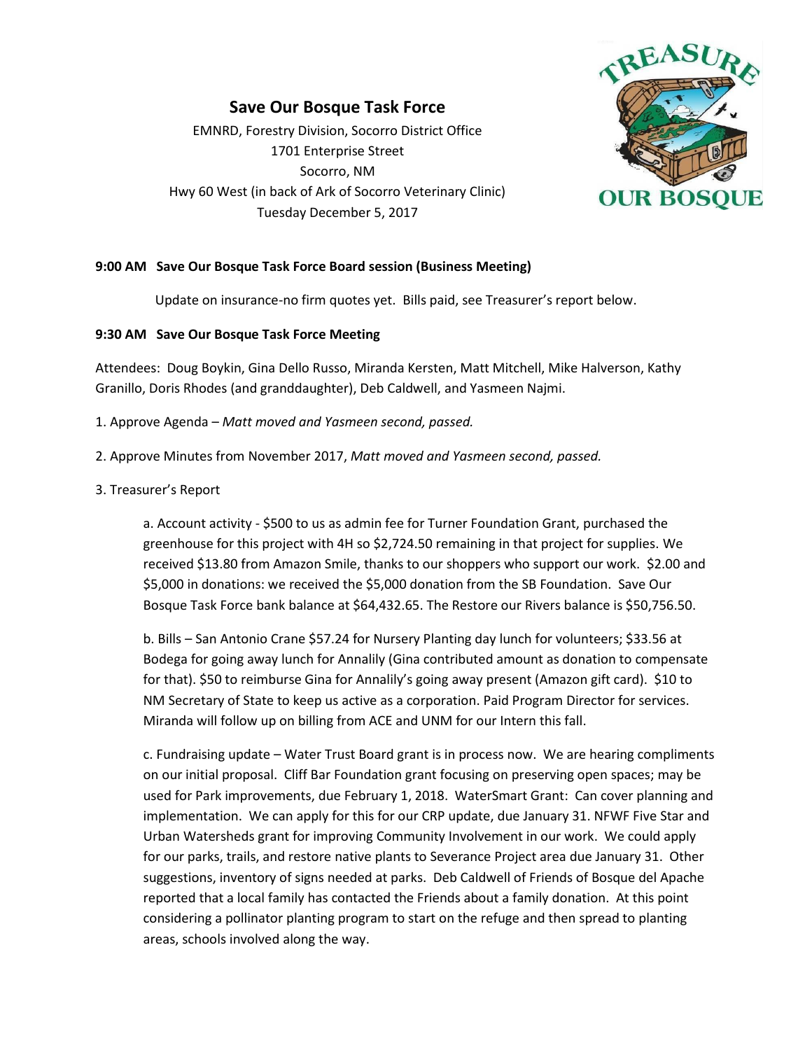# Save Our Bosque Task Force

EMNRD, Forestry Division, Socorro District Office
1701 Enterprise Street
Socorro, NM
Hwy 60 West (in back of Ark of Socorro Veterinary Clinic)
Tuesday December 5, 2017

**9:00 AM Save Our Bosque Task Force Board session (Business Meeting)**

Update on insurance-no firm quotes yet. Bills paid, see Treasurer's report below.

**9:30 AM Save Our Bosque Task Force Meeting**

Attendees: Doug Boykin, Gina Dello Russo, Miranda Kersten, Matt Mitchell, Mike Halverson, Kathy Granillo, Doris Rhodes (and granddaughter), Deb Caldwell, and Yasmeen Najmi.

1. Approve Agenda – *Matt moved and Yasmeen second, passed.*

2. Approve Minutes from November 2017, *Matt moved and Yasmeen second, passed.*

3. Treasurer's Report

   a. Account activity - $500 to us as admin fee for Turner Foundation Grant, purchased the greenhouse for this project with 4H so $2,724.50 remaining in that project for supplies. We received $13.80 from Amazon Smile, thanks to our shoppers who support our work. $2.00 and $5,000 in donations: we received the $5,000 donation from the SB Foundation. Save Our Bosque Task Force bank balance at $64,432.65. The Restore our Rivers balance is $50,756.50.

   b. Bills – San Antonio Crane $57.24 for Nursery Planting day lunch for volunteers; $33.56 at Bodega for going away lunch for Annalily (Gina contributed amount as donation to compensate for that). $50 to reimburse Gina for Annalily's going away present (Amazon gift card). $10 to NM Secretary of State to keep us active as a corporation. Paid Program Director for services. Miranda will follow up on billing from ACE and UNM for our Intern this fall.

   c. Fundraising update – Water Trust Board grant is in process now. We are hearing compliments on our initial proposal. Cliff Bar Foundation grant focusing on preserving open spaces; may be used for Park improvements, due February 1, 2018. WaterSmart Grant: Can cover planning and implementation. We can apply for this for our CRP update, due January 31. NFWF Five Star and Urban Watersheds grant for improving Community Involvement in our work. We could apply for our parks, trails, and restore native plants to Severance Project area due January 31. Other suggestions, inventory of signs needed at parks. Deb Caldwell of Friends of Bosque del Apache reported that a local family has contacted the Friends about a family donation. At this point considering a pollinator planting program to start on the refuge and then spread to planting areas, schools involved along the way.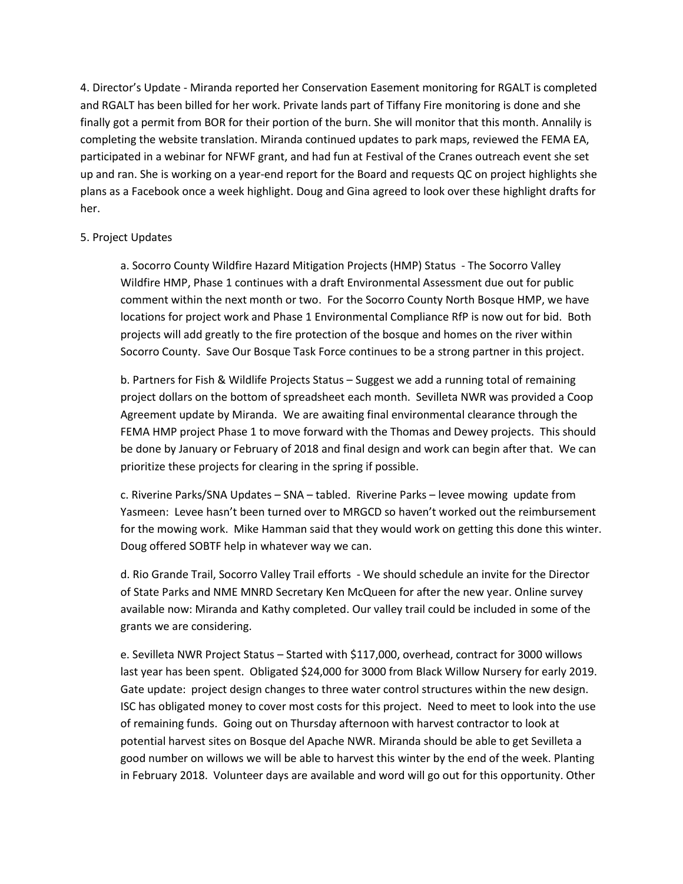4. Director's Update - Miranda reported her Conservation Easement monitoring for RGALT is completed and RGALT has been billed for her work. Private lands part of Tiffany Fire monitoring is done and she finally got a permit from BOR for their portion of the burn. She will monitor that this month. Annalily is completing the website translation. Miranda continued updates to park maps, reviewed the FEMA EA, participated in a webinar for NFWF grant, and had fun at Festival of the Cranes outreach event she set up and ran. She is working on a year-end report for the Board and requests QC on project highlights she plans as a Facebook once a week highlight. Doug and Gina agreed to look over these highlight drafts for her.

5. Project Updates

a. Socorro County Wildfire Hazard Mitigation Projects (HMP) Status - The Socorro Valley Wildfire HMP, Phase 1 continues with a draft Environmental Assessment due out for public comment within the next month or two. For the Socorro County North Bosque HMP, we have locations for project work and Phase 1 Environmental Compliance RfP is now out for bid. Both projects will add greatly to the fire protection of the bosque and homes on the river within Socorro County. Save Our Bosque Task Force continues to be a strong partner in this project.

b. Partners for Fish & Wildlife Projects Status – Suggest we add a running total of remaining project dollars on the bottom of spreadsheet each month. Sevilleta NWR was provided a Coop Agreement update by Miranda. We are awaiting final environmental clearance through the FEMA HMP project Phase 1 to move forward with the Thomas and Dewey projects. This should be done by January or February of 2018 and final design and work can begin after that. We can prioritize these projects for clearing in the spring if possible.

c. Riverine Parks/SNA Updates – SNA – tabled. Riverine Parks – levee mowing update from Yasmeen: Levee hasn't been turned over to MRGCD so haven't worked out the reimbursement for the mowing work. Mike Hamman said that they would work on getting this done this winter. Doug offered SOBTF help in whatever way we can.

d. Rio Grande Trail, Socorro Valley Trail efforts - We should schedule an invite for the Director of State Parks and NME MNRD Secretary Ken McQueen for after the new year. Online survey available now: Miranda and Kathy completed. Our valley trail could be included in some of the grants we are considering.

e. Sevilleta NWR Project Status – Started with $117,000, overhead, contract for 3000 willows last year has been spent. Obligated $24,000 for 3000 from Black Willow Nursery for early 2019. Gate update: project design changes to three water control structures within the new design. ISC has obligated money to cover most costs for this project. Need to meet to look into the use of remaining funds. Going out on Thursday afternoon with harvest contractor to look at potential harvest sites on Bosque del Apache NWR. Miranda should be able to get Sevilleta a good number on willows we will be able to harvest this winter by the end of the week. Planting in February 2018. Volunteer days are available and word will go out for this opportunity. Other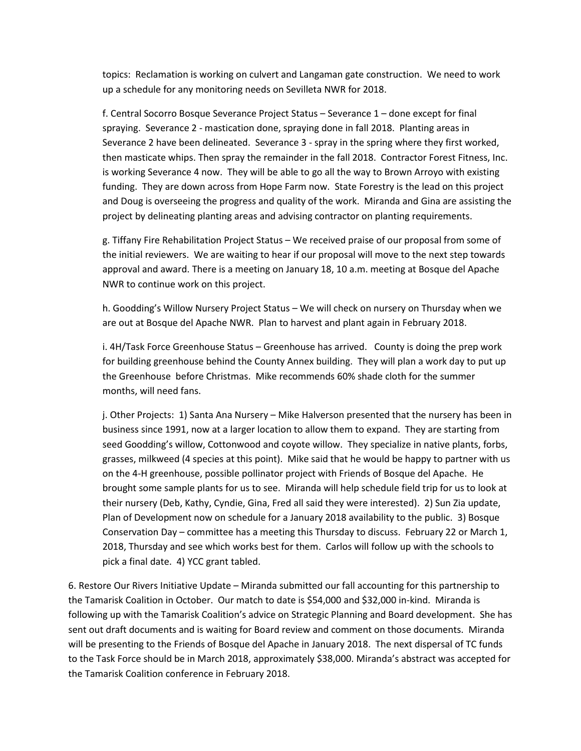topics: Reclamation is working on culvert and Langaman gate construction. We need to work up a schedule for any monitoring needs on Sevilleta NWR for 2018.

f. Central Socorro Bosque Severance Project Status – Severance 1 – done except for final spraying. Severance 2 - mastication done, spraying done in fall 2018. Planting areas in Severance 2 have been delineated. Severance 3 - spray in the spring where they first worked, then masticate whips. Then spray the remainder in the fall 2018. Contractor Forest Fitness, Inc. is working Severance 4 now. They will be able to go all the way to Brown Arroyo with existing funding. They are down across from Hope Farm now. State Forestry is the lead on this project and Doug is overseeing the progress and quality of the work. Miranda and Gina are assisting the project by delineating planting areas and advising contractor on planting requirements.

g. Tiffany Fire Rehabilitation Project Status – We received praise of our proposal from some of the initial reviewers. We are waiting to hear if our proposal will move to the next step towards approval and award. There is a meeting on January 18, 10 a.m. meeting at Bosque del Apache NWR to continue work on this project.

h. Goodding's Willow Nursery Project Status – We will check on nursery on Thursday when we are out at Bosque del Apache NWR. Plan to harvest and plant again in February 2018.

i. 4H/Task Force Greenhouse Status – Greenhouse has arrived. County is doing the prep work for building greenhouse behind the County Annex building. They will plan a work day to put up the Greenhouse before Christmas. Mike recommends 60% shade cloth for the summer months, will need fans.

j. Other Projects: 1) Santa Ana Nursery – Mike Halverson presented that the nursery has been in business since 1991, now at a larger location to allow them to expand. They are starting from seed Goodding's willow, Cottonwood and coyote willow. They specialize in native plants, forbs, grasses, milkweed (4 species at this point). Mike said that he would be happy to partner with us on the 4-H greenhouse, possible pollinator project with Friends of Bosque del Apache. He brought some sample plants for us to see. Miranda will help schedule field trip for us to look at their nursery (Deb, Kathy, Cyndie, Gina, Fred all said they were interested). 2) Sun Zia update, Plan of Development now on schedule for a January 2018 availability to the public. 3) Bosque Conservation Day – committee has a meeting this Thursday to discuss. February 22 or March 1, 2018, Thursday and see which works best for them. Carlos will follow up with the schools to pick a final date. 4) YCC grant tabled.

6. Restore Our Rivers Initiative Update – Miranda submitted our fall accounting for this partnership to the Tamarisk Coalition in October. Our match to date is $54,000 and $32,000 in-kind. Miranda is following up with the Tamarisk Coalition's advice on Strategic Planning and Board development. She has sent out draft documents and is waiting for Board review and comment on those documents. Miranda will be presenting to the Friends of Bosque del Apache in January 2018. The next dispersal of TC funds to the Task Force should be in March 2018, approximately $38,000. Miranda's abstract was accepted for the Tamarisk Coalition conference in February 2018.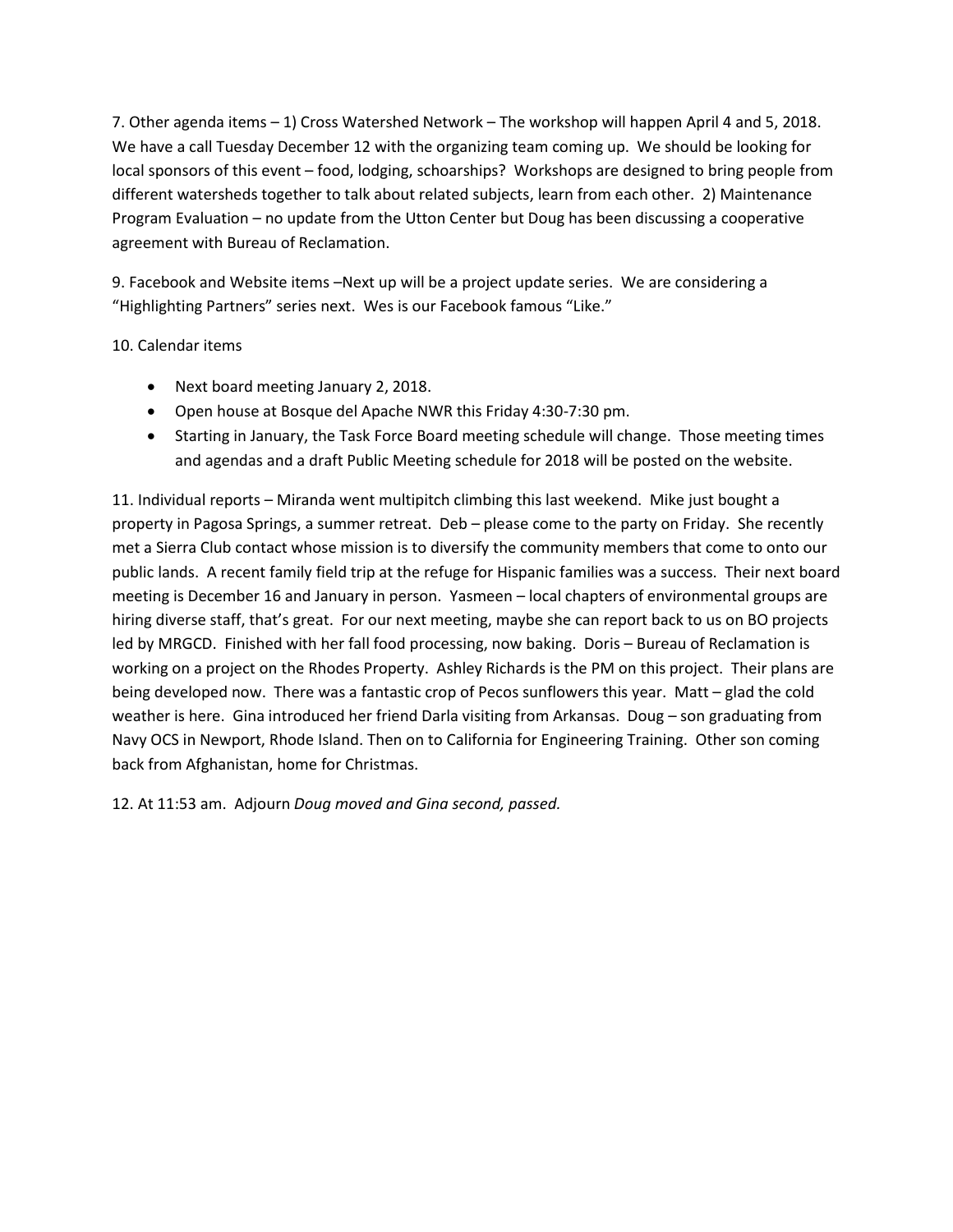7. Other agenda items – 1) Cross Watershed Network – The workshop will happen April 4 and 5, 2018. We have a call Tuesday December 12 with the organizing team coming up. We should be looking for local sponsors of this event – food, lodging, schoarships? Workshops are designed to bring people from different watersheds together to talk about related subjects, learn from each other. 2) Maintenance Program Evaluation – no update from the Utton Center but Doug has been discussing a cooperative agreement with Bureau of Reclamation.

9. Facebook and Website items –Next up will be a project update series. We are considering a "Highlighting Partners" series next. Wes is our Facebook famous "Like."

10. Calendar items

- Next board meeting January 2, 2018.
- Open house at Bosque del Apache NWR this Friday 4:30-7:30 pm.
- Starting in January, the Task Force Board meeting schedule will change. Those meeting times and agendas and a draft Public Meeting schedule for 2018 will be posted on the website.

11. Individual reports – Miranda went multipitch climbing this last weekend. Mike just bought a property in Pagosa Springs, a summer retreat. Deb – please come to the party on Friday. She recently met a Sierra Club contact whose mission is to diversify the community members that come to onto our public lands. A recent family field trip at the refuge for Hispanic families was a success. Their next board meeting is December 16 and January in person. Yasmeen – local chapters of environmental groups are hiring diverse staff, that's great. For our next meeting, maybe she can report back to us on BO projects led by MRGCD. Finished with her fall food processing, now baking. Doris – Bureau of Reclamation is working on a project on the Rhodes Property. Ashley Richards is the PM on this project. Their plans are being developed now. There was a fantastic crop of Pecos sunflowers this year. Matt – glad the cold weather is here. Gina introduced her friend Darla visiting from Arkansas. Doug – son graduating from Navy OCS in Newport, Rhode Island. Then on to California for Engineering Training. Other son coming back from Afghanistan, home for Christmas.

12. At 11:53 am. Adjourn *Doug moved and Gina second, passed.*